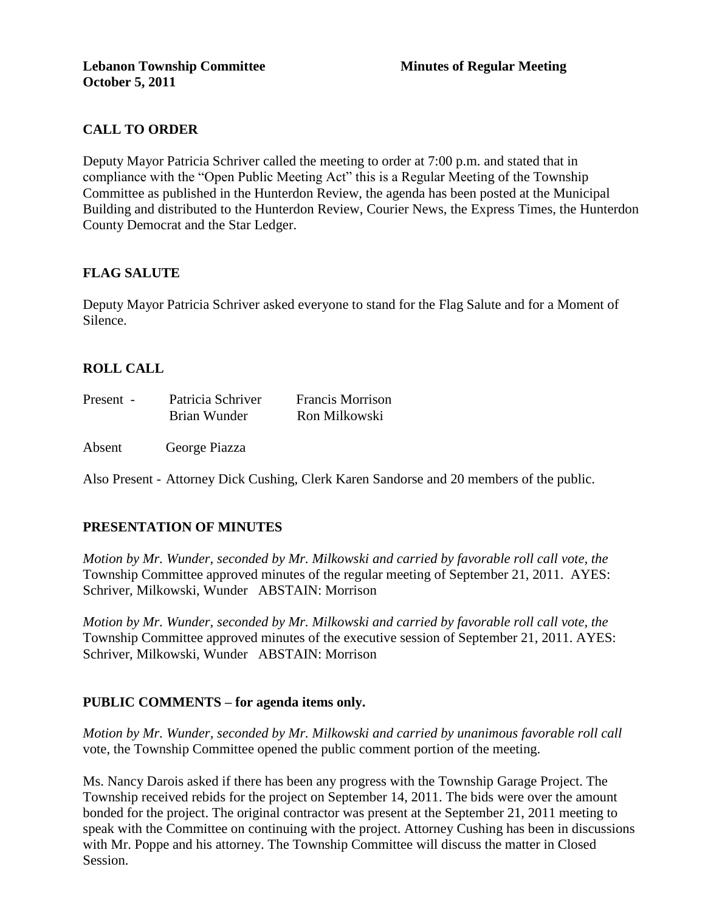**Lebanon Township Committee** **Minutes of Regular Meeting**
**October 5, 2011**

## CALL TO ORDER

Deputy Mayor Patricia Schriver called the meeting to order at 7:00 p.m. and stated that in compliance with the "Open Public Meeting Act" this is a Regular Meeting of the Township Committee as published in the Hunterdon Review, the agenda has been posted at the Municipal Building and distributed to the Hunterdon Review, Courier News, the Express Times, the Hunterdon County Democrat and the Star Ledger.

## FLAG SALUTE

Deputy Mayor Patricia Schriver asked everyone to stand for the Flag Salute and for a Moment of Silence.

## ROLL CALL

| | | |
|---|---|---|
| Present - | Patricia Schriver | Francis Morrison |
| | Brian Wunder | Ron Milkowski |
| Absent | George Piazza | |

Also Present - Attorney Dick Cushing, Clerk Karen Sandorse and 20 members of the public.

## PRESENTATION OF MINUTES

*Motion by Mr. Wunder, seconded by Mr. Milkowski and carried by favorable roll call vote, the* Township Committee approved minutes of the regular meeting of September 21, 2011. AYES: Schriver, Milkowski, Wunder ABSTAIN: Morrison

*Motion by Mr. Wunder, seconded by Mr. Milkowski and carried by favorable roll call vote, the* Township Committee approved minutes of the executive session of September 21, 2011. AYES: Schriver, Milkowski, Wunder ABSTAIN: Morrison

## PUBLIC COMMENTS – for agenda items only.

*Motion by Mr. Wunder, seconded by Mr. Milkowski and carried by unanimous favorable roll call* vote, the Township Committee opened the public comment portion of the meeting.

Ms. Nancy Darois asked if there has been any progress with the Township Garage Project. The Township received rebids for the project on September 14, 2011. The bids were over the amount bonded for the project. The original contractor was present at the September 21, 2011 meeting to speak with the Committee on continuing with the project. Attorney Cushing has been in discussions with Mr. Poppe and his attorney. The Township Committee will discuss the matter in Closed Session.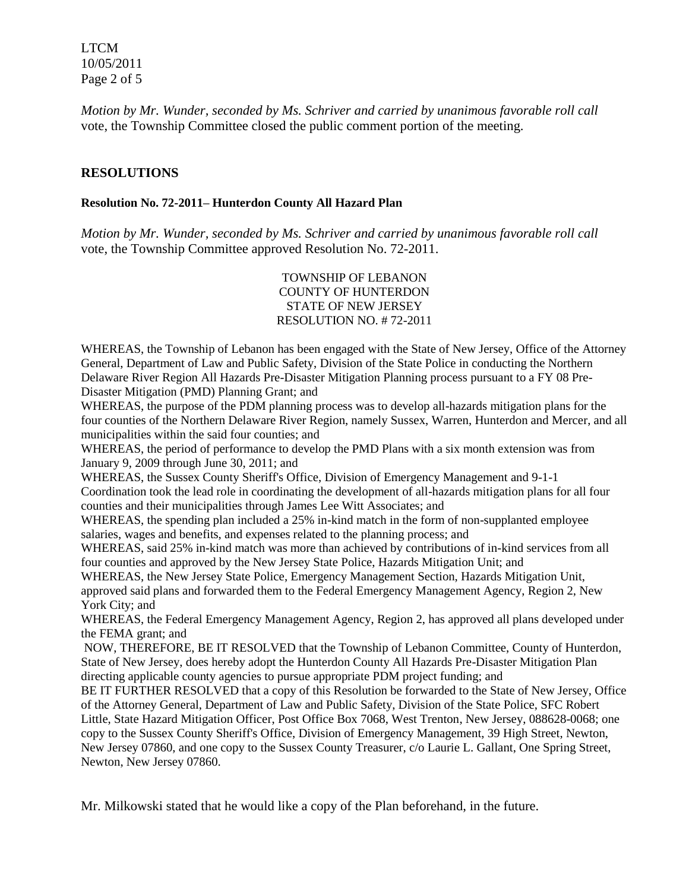*Motion by Mr. Wunder, seconded by Ms. Schriver and carried by unanimous favorable roll call* vote, the Township Committee closed the public comment portion of the meeting.

## RESOLUTIONS

### Resolution No. 72-2011– Hunterdon County All Hazard Plan

*Motion by Mr. Wunder, seconded by Ms. Schriver and carried by unanimous favorable roll call* vote, the Township Committee approved Resolution No. 72-2011.

TOWNSHIP OF LEBANON
COUNTY OF HUNTERDON
STATE OF NEW JERSEY
RESOLUTION NO. # 72-2011

WHEREAS, the Township of Lebanon has been engaged with the State of New Jersey, Office of the Attorney General, Department of Law and Public Safety, Division of the State Police in conducting the Northern Delaware River Region All Hazards Pre-Disaster Mitigation Planning process pursuant to a FY 08 Pre-Disaster Mitigation (PMD) Planning Grant; and

WHEREAS, the purpose of the PDM planning process was to develop all-hazards mitigation plans for the four counties of the Northern Delaware River Region, namely Sussex, Warren, Hunterdon and Mercer, and all municipalities within the said four counties; and

WHEREAS, the period of performance to develop the PMD Plans with a six month extension was from January 9, 2009 through June 30, 2011; and

WHEREAS, the Sussex County Sheriff's Office, Division of Emergency Management and 9-1-1 Coordination took the lead role in coordinating the development of all-hazards mitigation plans for all four counties and their municipalities through James Lee Witt Associates; and

WHEREAS, the spending plan included a 25% in-kind match in the form of non-supplanted employee salaries, wages and benefits, and expenses related to the planning process; and

WHEREAS, said 25% in-kind match was more than achieved by contributions of in-kind services from all four counties and approved by the New Jersey State Police, Hazards Mitigation Unit; and

WHEREAS, the New Jersey State Police, Emergency Management Section, Hazards Mitigation Unit, approved said plans and forwarded them to the Federal Emergency Management Agency, Region 2, New York City; and

WHEREAS, the Federal Emergency Management Agency, Region 2, has approved all plans developed under the FEMA grant; and

NOW, THEREFORE, BE IT RESOLVED that the Township of Lebanon Committee, County of Hunterdon, State of New Jersey, does hereby adopt the Hunterdon County All Hazards Pre-Disaster Mitigation Plan directing applicable county agencies to pursue appropriate PDM project funding; and

BE IT FURTHER RESOLVED that a copy of this Resolution be forwarded to the State of New Jersey, Office of the Attorney General, Department of Law and Public Safety, Division of the State Police, SFC Robert Little, State Hazard Mitigation Officer, Post Office Box 7068, West Trenton, New Jersey, 088628-0068; one copy to the Sussex County Sheriff's Office, Division of Emergency Management, 39 High Street, Newton, New Jersey 07860, and one copy to the Sussex County Treasurer, c/o Laurie L. Gallant, One Spring Street, Newton, New Jersey 07860.

Mr. Milkowski stated that he would like a copy of the Plan beforehand, in the future.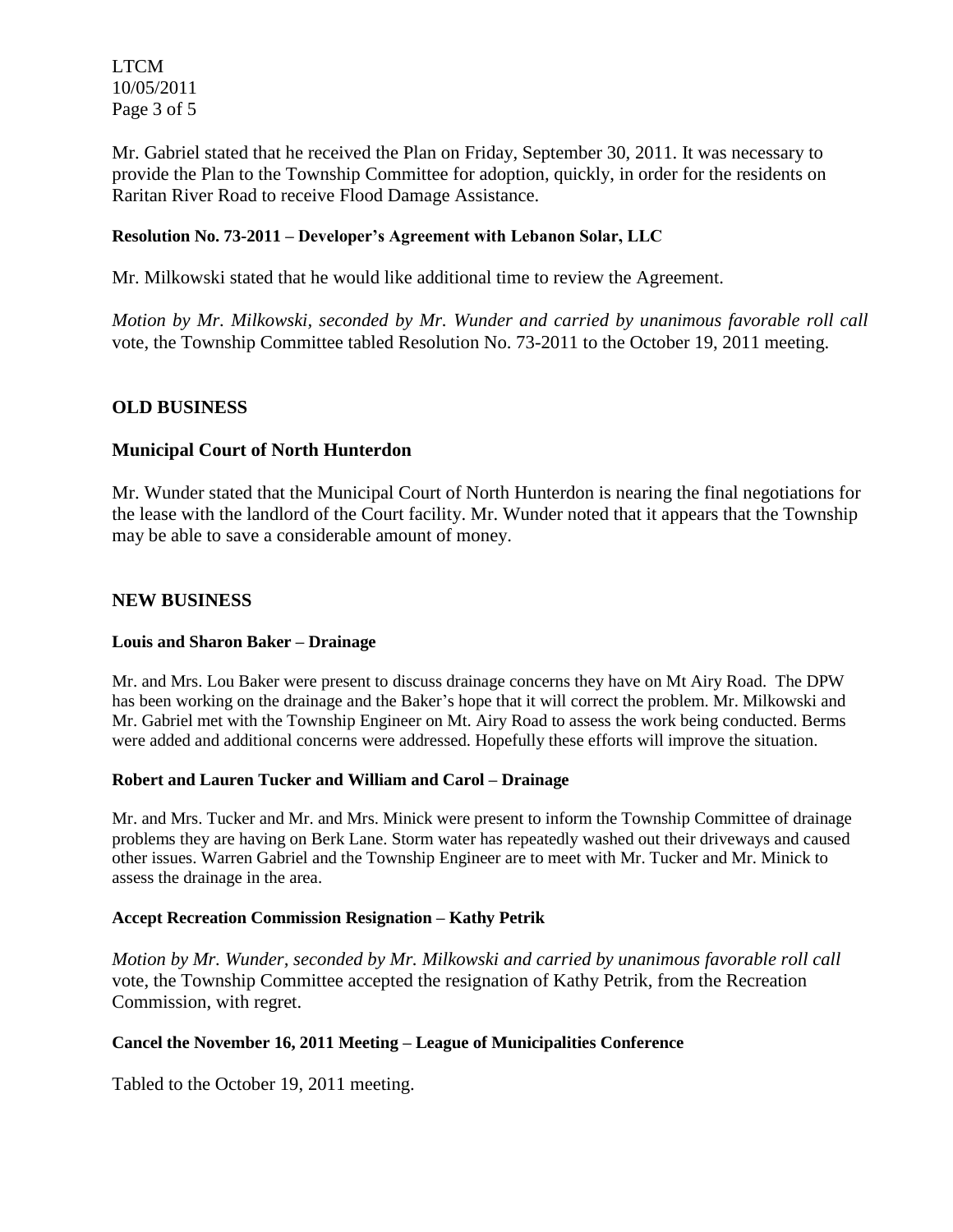Mr. Gabriel stated that he received the Plan on Friday, September 30, 2011. It was necessary to provide the Plan to the Township Committee for adoption, quickly, in order for the residents on Raritan River Road to receive Flood Damage Assistance.

**Resolution No. 73-2011 – Developer's Agreement with Lebanon Solar, LLC**

Mr. Milkowski stated that he would like additional time to review the Agreement.

*Motion by Mr. Milkowski, seconded by Mr. Wunder and carried by unanimous favorable roll call* vote, the Township Committee tabled Resolution No. 73-2011 to the October 19, 2011 meeting.

## OLD BUSINESS

### Municipal Court of North Hunterdon

Mr. Wunder stated that the Municipal Court of North Hunterdon is nearing the final negotiations for the lease with the landlord of the Court facility. Mr. Wunder noted that it appears that the Township may be able to save a considerable amount of money.

## NEW BUSINESS

**Louis and Sharon Baker – Drainage**

Mr. and Mrs. Lou Baker were present to discuss drainage concerns they have on Mt Airy Road. The DPW has been working on the drainage and the Baker's hope that it will correct the problem. Mr. Milkowski and Mr. Gabriel met with the Township Engineer on Mt. Airy Road to assess the work being conducted. Berms were added and additional concerns were addressed. Hopefully these efforts will improve the situation.

**Robert and Lauren Tucker and William and Carol – Drainage**

Mr. and Mrs. Tucker and Mr. and Mrs. Minick were present to inform the Township Committee of drainage problems they are having on Berk Lane. Storm water has repeatedly washed out their driveways and caused other issues. Warren Gabriel and the Township Engineer are to meet with Mr. Tucker and Mr. Minick to assess the drainage in the area.

**Accept Recreation Commission Resignation – Kathy Petrik**

*Motion by Mr. Wunder, seconded by Mr. Milkowski and carried by unanimous favorable roll call* vote, the Township Committee accepted the resignation of Kathy Petrik, from the Recreation Commission, with regret.

**Cancel the November 16, 2011 Meeting – League of Municipalities Conference**

Tabled to the October 19, 2011 meeting.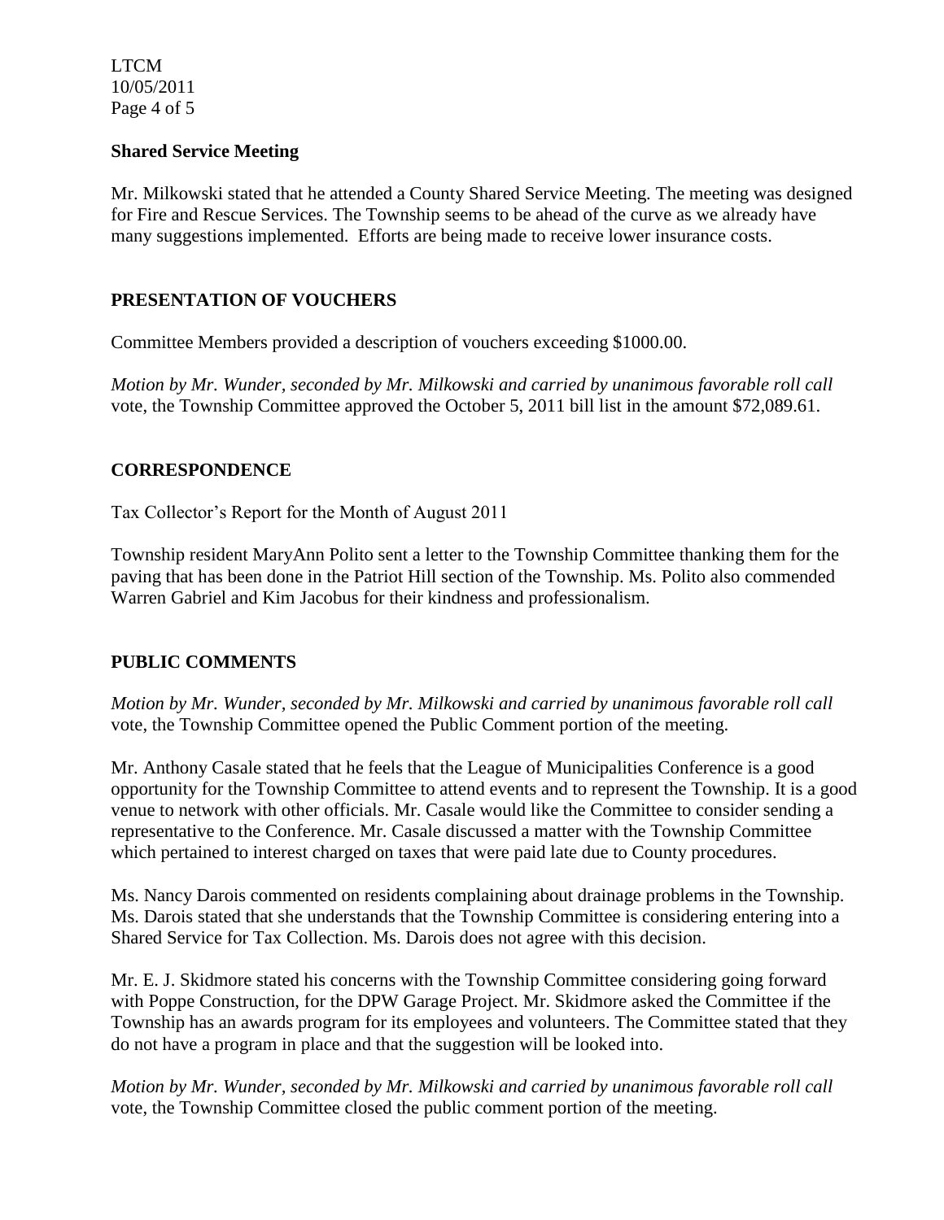**Shared Service Meeting**

Mr. Milkowski stated that he attended a County Shared Service Meeting. The meeting was designed for Fire and Rescue Services. The Township seems to be ahead of the curve as we already have many suggestions implemented. Efforts are being made to receive lower insurance costs.

**PRESENTATION OF VOUCHERS**

Committee Members provided a description of vouchers exceeding $1000.00.

*Motion by Mr. Wunder, seconded by Mr. Milkowski and carried by unanimous favorable roll call* vote, the Township Committee approved the October 5, 2011 bill list in the amount $72,089.61.

**CORRESPONDENCE**

Tax Collector's Report for the Month of August 2011

Township resident MaryAnn Polito sent a letter to the Township Committee thanking them for the paving that has been done in the Patriot Hill section of the Township. Ms. Polito also commended Warren Gabriel and Kim Jacobus for their kindness and professionalism.

**PUBLIC COMMENTS**

*Motion by Mr. Wunder, seconded by Mr. Milkowski and carried by unanimous favorable roll call* vote, the Township Committee opened the Public Comment portion of the meeting.

Mr. Anthony Casale stated that he feels that the League of Municipalities Conference is a good opportunity for the Township Committee to attend events and to represent the Township. It is a good venue to network with other officials. Mr. Casale would like the Committee to consider sending a representative to the Conference. Mr. Casale discussed a matter with the Township Committee which pertained to interest charged on taxes that were paid late due to County procedures.

Ms. Nancy Darois commented on residents complaining about drainage problems in the Township. Ms. Darois stated that she understands that the Township Committee is considering entering into a Shared Service for Tax Collection. Ms. Darois does not agree with this decision.

Mr. E. J. Skidmore stated his concerns with the Township Committee considering going forward with Poppe Construction, for the DPW Garage Project. Mr. Skidmore asked the Committee if the Township has an awards program for its employees and volunteers. The Committee stated that they do not have a program in place and that the suggestion will be looked into.

*Motion by Mr. Wunder, seconded by Mr. Milkowski and carried by unanimous favorable roll call* vote, the Township Committee closed the public comment portion of the meeting.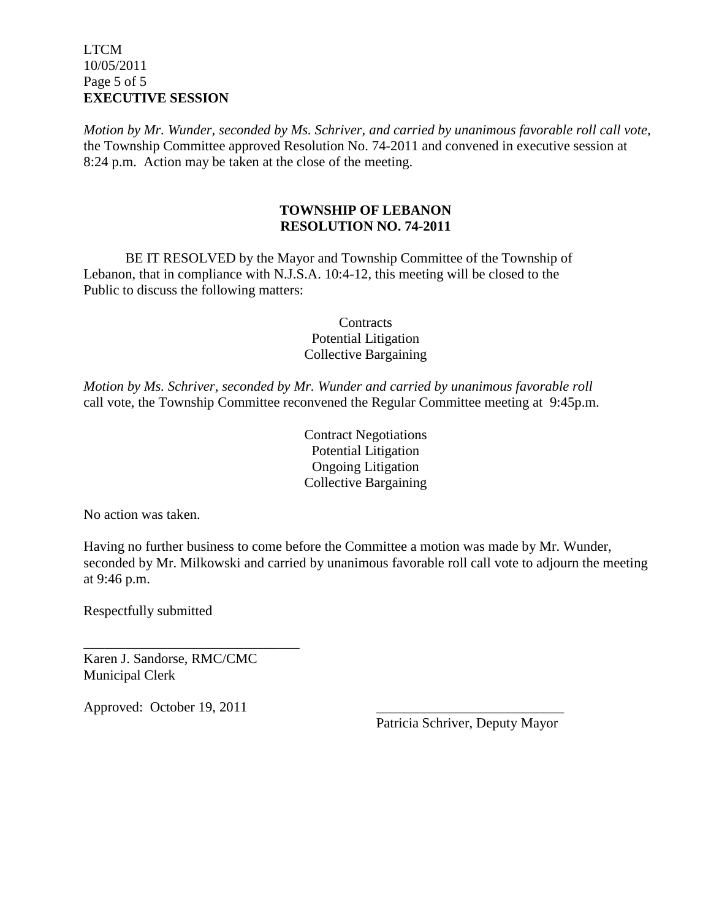**EXECUTIVE SESSION**

*Motion by Mr. Wunder, seconded by Ms. Schriver, and carried by unanimous favorable roll call vote,* the Township Committee approved Resolution No. 74-2011 and convened in executive session at 8:24 p.m. Action may be taken at the close of the meeting.

**TOWNSHIP OF LEBANON**
**RESOLUTION NO. 74-2011**

BE IT RESOLVED by the Mayor and Township Committee of the Township of Lebanon, that in compliance with N.J.S.A. 10:4-12, this meeting will be closed to the Public to discuss the following matters:

Contracts
Potential Litigation
Collective Bargaining

*Motion by Ms. Schriver, seconded by Mr. Wunder and carried by unanimous favorable roll* call vote, the Township Committee reconvened the Regular Committee meeting at 9:45p.m.

Contract Negotiations
Potential Litigation
Ongoing Litigation
Collective Bargaining

No action was taken.

Having no further business to come before the Committee a motion was made by Mr. Wunder, seconded by Mr. Milkowski and carried by unanimous favorable roll call vote to adjourn the meeting at 9:46 p.m.

Respectfully submitted

\_\_\_\_\_\_\_\_\_\_\_\_\_\_\_\_\_\_\_\_\_\_\_\_\_\_\_\_\_\_\_
Karen J. Sandorse, RMC/CMC
Municipal Clerk

Approved: October 19, 2011

\_\_\_\_\_\_\_\_\_\_\_\_\_\_\_\_\_\_\_\_\_\_\_\_\_\_\_
Patricia Schriver, Deputy Mayor